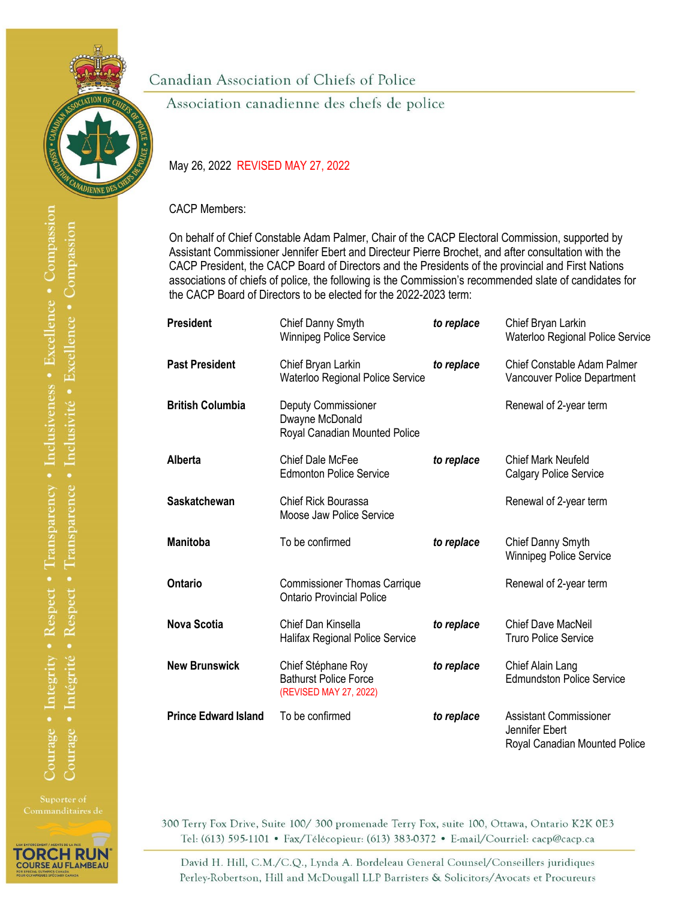Canadian Association of Chiefs of Police

Association canadienne des chefs de police

May 26, 2022 REVISED MAY 27, 2022

CACP Members:

On behalf of Chief Constable Adam Palmer, Chair of the CACP Electoral Commission, supported by Assistant Commissioner Jennifer Ebert and Directeur Pierre Brochet, and after consultation with the CACP President, the CACP Board of Directors and the Presidents of the provincial and First Nations associations of chiefs of police, the following is the Commission's recommended slate of candidates for the CACP Board of Directors to be elected for the 2022-2023 term:

| | | | |
|---|---|---|---|
| **President** | Chief Danny Smyth<br>Winnipeg Police Service | ***to replace*** | Chief Bryan Larkin<br>Waterloo Regional Police Service |
| **Past President** | Chief Bryan Larkin<br>Waterloo Regional Police Service | ***to replace*** | Chief Constable Adam Palmer<br>Vancouver Police Department |
| **British Columbia** | Deputy Commissioner<br>Dwayne McDonald<br>Royal Canadian Mounted Police | | Renewal of 2-year term |
| **Alberta** | Chief Dale McFee<br>Edmonton Police Service | ***to replace*** | Chief Mark Neufeld<br>Calgary Police Service |
| **Saskatchewan** | Chief Rick Bourassa<br>Moose Jaw Police Service | | Renewal of 2-year term |
| **Manitoba** | To be confirmed | ***to replace*** | Chief Danny Smyth<br>Winnipeg Police Service |
| **Ontario** | Commissioner Thomas Carrique<br>Ontario Provincial Police | | Renewal of 2-year term |
| **Nova Scotia** | Chief Dan Kinsella<br>Halifax Regional Police Service | ***to replace*** | Chief Dave MacNeil<br>Truro Police Service |
| **New Brunswick** | Chief Stéphane Roy<br>Bathurst Police Force<br>(REVISED MAY 27, 2022) | ***to replace*** | Chief Alain Lang<br>Edmundston Police Service |
| **Prince Edward Island** | To be confirmed | ***to replace*** | Assistant Commissioner<br>Jennifer Ebert<br>Royal Canadian Mounted Police |

300 Terry Fox Drive, Suite 100/ 300 promenade Terry Fox, suite 100, Ottawa, Ontario K2K 0E3
Tel: (613) 595-1101 • Fax/Télécopieur: (613) 383-0372 • E-mail/Courriel: cacp@cacp.ca

David H. Hill, C.M./C.Q., Lynda A. Bordeleau General Counsel/Conseillers juridiques
Perley-Robertson, Hill and McDougall LLP Barristers & Solicitors/Avocats et Procureurs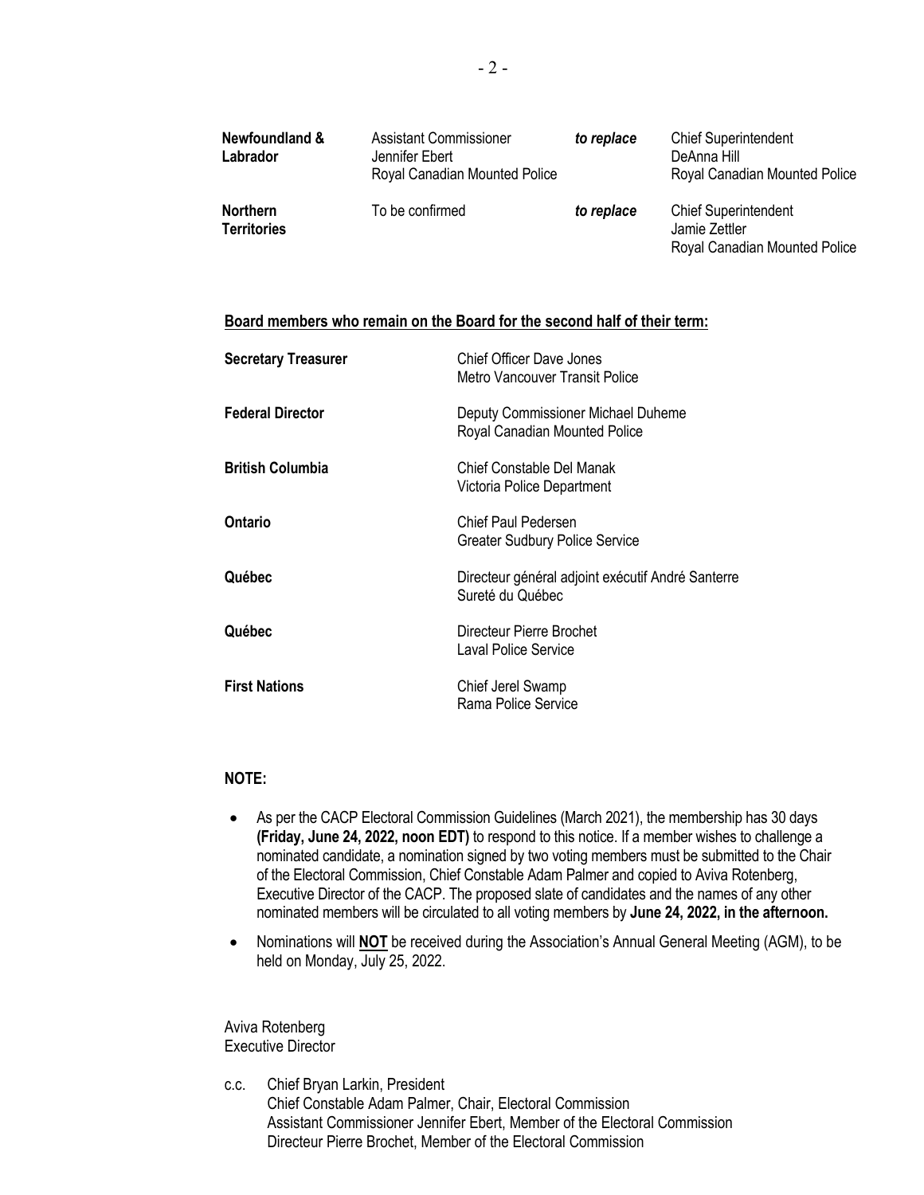| | | | |
|---|---|---|---|
| **Newfoundland & Labrador** | Assistant Commissioner Jennifer Ebert Royal Canadian Mounted Police | ***to replace*** | Chief Superintendent DeAnna Hill Royal Canadian Mounted Police |
| **Northern Territories** | To be confirmed | ***to replace*** | Chief Superintendent Jamie Zettler Royal Canadian Mounted Police |

**Board members who remain on the Board for the second half of their term:**

| | |
|---|---|
| **Secretary Treasurer** | Chief Officer Dave Jones<br>Metro Vancouver Transit Police |
| **Federal Director** | Deputy Commissioner Michael Duheme<br>Royal Canadian Mounted Police |
| **British Columbia** | Chief Constable Del Manak<br>Victoria Police Department |
| **Ontario** | Chief Paul Pedersen<br>Greater Sudbury Police Service |
| **Québec** | Directeur général adjoint exécutif André Santerre<br>Sureté du Québec |
| **Québec** | Directeur Pierre Brochet<br>Laval Police Service |
| **First Nations** | Chief Jerel Swamp<br>Rama Police Service |

**NOTE:**

- As per the CACP Electoral Commission Guidelines (March 2021), the membership has 30 days **(Friday, June 24, 2022, noon EDT)** to respond to this notice. If a member wishes to challenge a nominated candidate, a nomination signed by two voting members must be submitted to the Chair of the Electoral Commission, Chief Constable Adam Palmer and copied to Aviva Rotenberg, Executive Director of the CACP. The proposed slate of candidates and the names of any other nominated members will be circulated to all voting members by **June 24, 2022, in the afternoon.**
- Nominations will **NOT** be received during the Association's Annual General Meeting (AGM), to be held on Monday, July 25, 2022.

Aviva Rotenberg
Executive Director

c.c. Chief Bryan Larkin, President
Chief Constable Adam Palmer, Chair, Electoral Commission
Assistant Commissioner Jennifer Ebert, Member of the Electoral Commission
Directeur Pierre Brochet, Member of the Electoral Commission